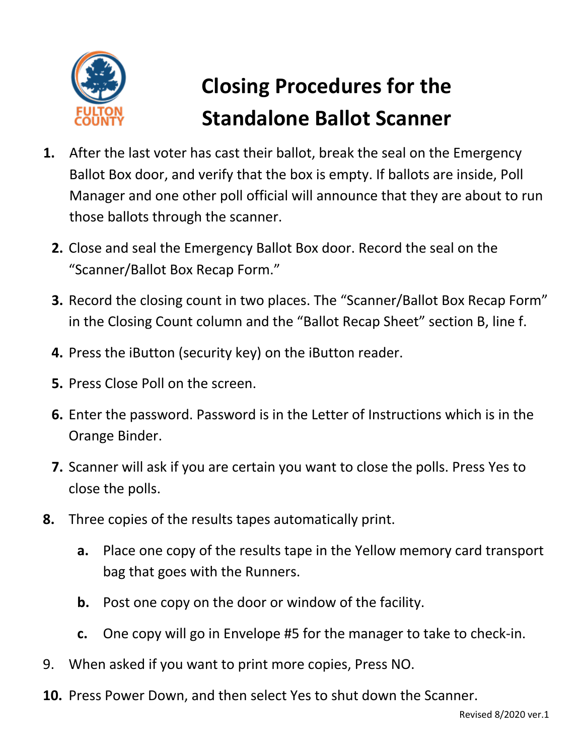FULTON COUNTY

# Closing Procedures for the Standalone Ballot Scanner

1. After the last voter has cast their ballot, break the seal on the Emergency Ballot Box door, and verify that the box is empty. If ballots are inside, Poll Manager and one other poll official will announce that they are about to run those ballots through the scanner.
2. Close and seal the Emergency Ballot Box door. Record the seal on the "Scanner/Ballot Box Recap Form."
3. Record the closing count in two places. The "Scanner/Ballot Box Recap Form" in the Closing Count column and the "Ballot Recap Sheet" section B, line f.
4. Press the iButton (security key) on the iButton reader.
5. Press Close Poll on the screen.
6. Enter the password. Password is in the Letter of Instructions which is in the Orange Binder.
7. Scanner will ask if you are certain you want to close the polls. Press Yes to close the polls.
8. Three copies of the results tapes automatically print.
   a. Place one copy of the results tape in the Yellow memory card transport bag that goes with the Runners.
   b. Post one copy on the door or window of the facility.
   c. One copy will go in Envelope #5 for the manager to take to check-in.
9. When asked if you want to print more copies, Press NO.
10. Press Power Down, and then select Yes to shut down the Scanner.

Revised 8/2020 ver.1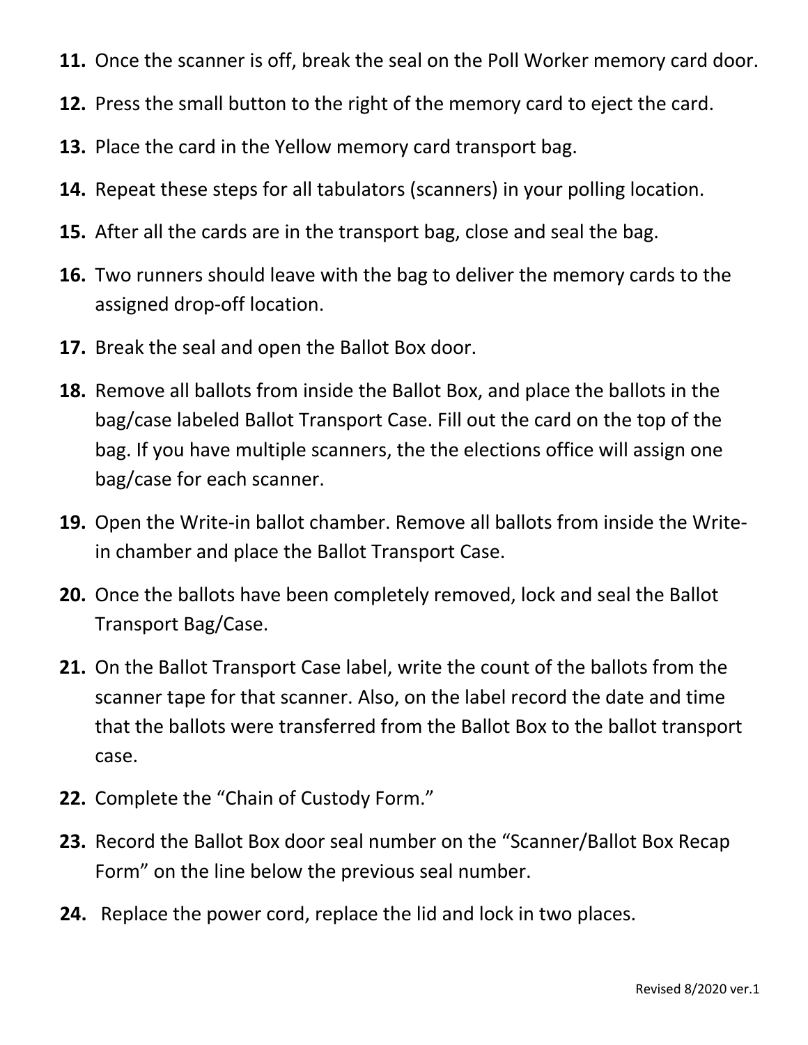11. Once the scanner is off, break the seal on the Poll Worker memory card door.
12. Press the small button to the right of the memory card to eject the card.
13. Place the card in the Yellow memory card transport bag.
14. Repeat these steps for all tabulators (scanners) in your polling location.
15. After all the cards are in the transport bag, close and seal the bag.
16. Two runners should leave with the bag to deliver the memory cards to the assigned drop-off location.
17. Break the seal and open the Ballot Box door.
18. Remove all ballots from inside the Ballot Box, and place the ballots in the bag/case labeled Ballot Transport Case. Fill out the card on the top of the bag. If you have multiple scanners, the the elections office will assign one bag/case for each scanner.
19. Open the Write-in ballot chamber. Remove all ballots from inside the Write-in chamber and place the Ballot Transport Case.
20. Once the ballots have been completely removed, lock and seal the Ballot Transport Bag/Case.
21. On the Ballot Transport Case label, write the count of the ballots from the scanner tape for that scanner. Also, on the label record the date and time that the ballots were transferred from the Ballot Box to the ballot transport case.
22. Complete the "Chain of Custody Form."
23. Record the Ballot Box door seal number on the "Scanner/Ballot Box Recap Form" on the line below the previous seal number.
24. Replace the power cord, replace the lid and lock in two places.

Revised 8/2020 ver.1